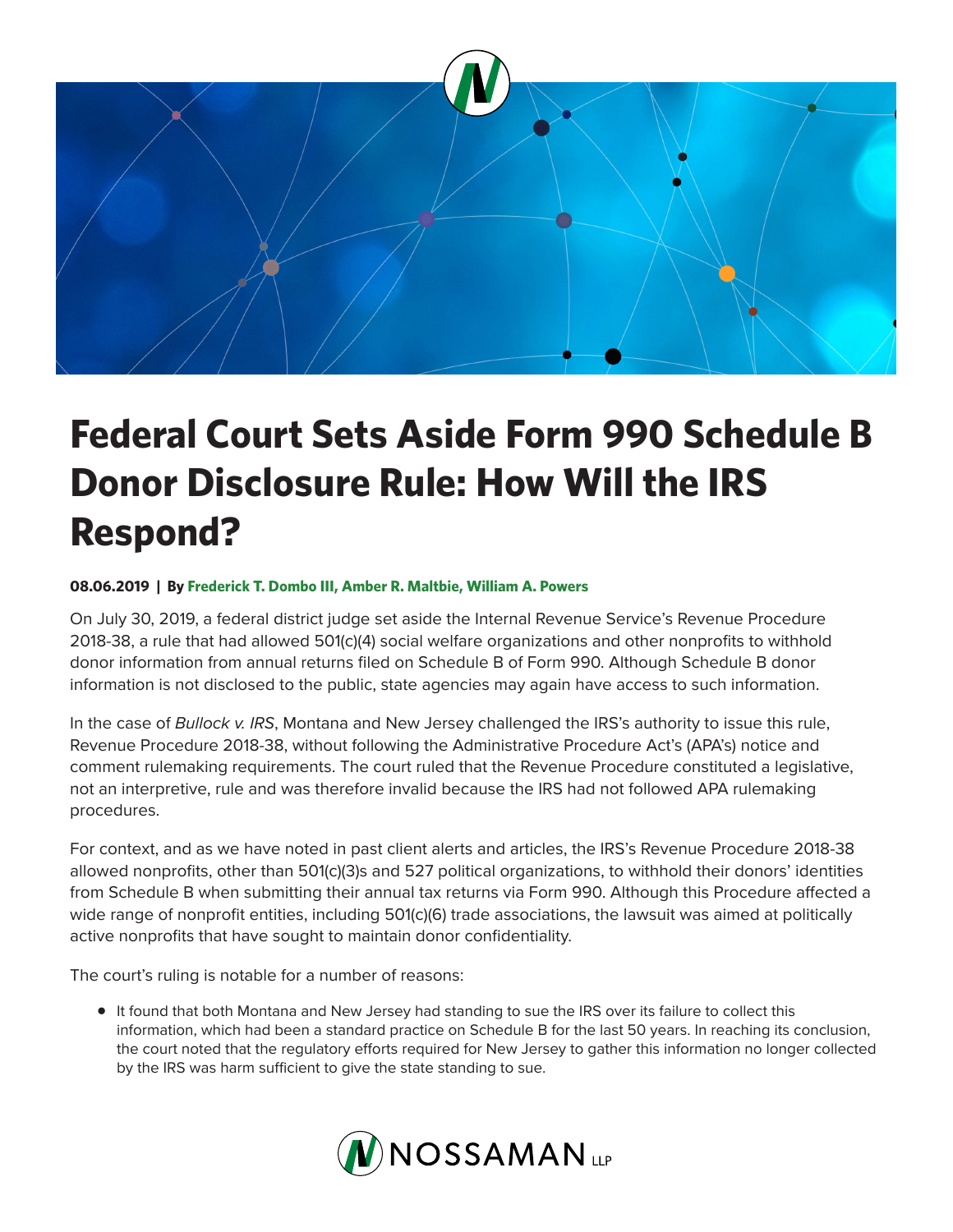# Federal Court Sets Aside Form 990 Schedule B Donor Disclosure Rule: How Will the IRS Respond?

**08.06.2019 | By Frederick T. Dombo III, Amber R. Maltbie, William A. Powers**

On July 30, 2019, a federal district judge set aside the Internal Revenue Service's Revenue Procedure 2018-38, a rule that had allowed 501(c)(4) social welfare organizations and other nonprofits to withhold donor information from annual returns filed on Schedule B of Form 990. Although Schedule B donor information is not disclosed to the public, state agencies may again have access to such information.

In the case of *Bullock v. IRS*, Montana and New Jersey challenged the IRS's authority to issue this rule, Revenue Procedure 2018-38, without following the Administrative Procedure Act's (APA's) notice and comment rulemaking requirements. The court ruled that the Revenue Procedure constituted a legislative, not an interpretive, rule and was therefore invalid because the IRS had not followed APA rulemaking procedures.

For context, and as we have noted in past client alerts and articles, the IRS's Revenue Procedure 2018-38 allowed nonprofits, other than 501(c)(3)s and 527 political organizations, to withhold their donors' identities from Schedule B when submitting their annual tax returns via Form 990. Although this Procedure affected a wide range of nonprofit entities, including 501(c)(6) trade associations, the lawsuit was aimed at politically active nonprofits that have sought to maintain donor confidentiality.

The court's ruling is notable for a number of reasons:

- It found that both Montana and New Jersey had standing to sue the IRS over its failure to collect this information, which had been a standard practice on Schedule B for the last 50 years. In reaching its conclusion, the court noted that the regulatory efforts required for New Jersey to gather this information no longer collected by the IRS was harm sufficient to give the state standing to sue.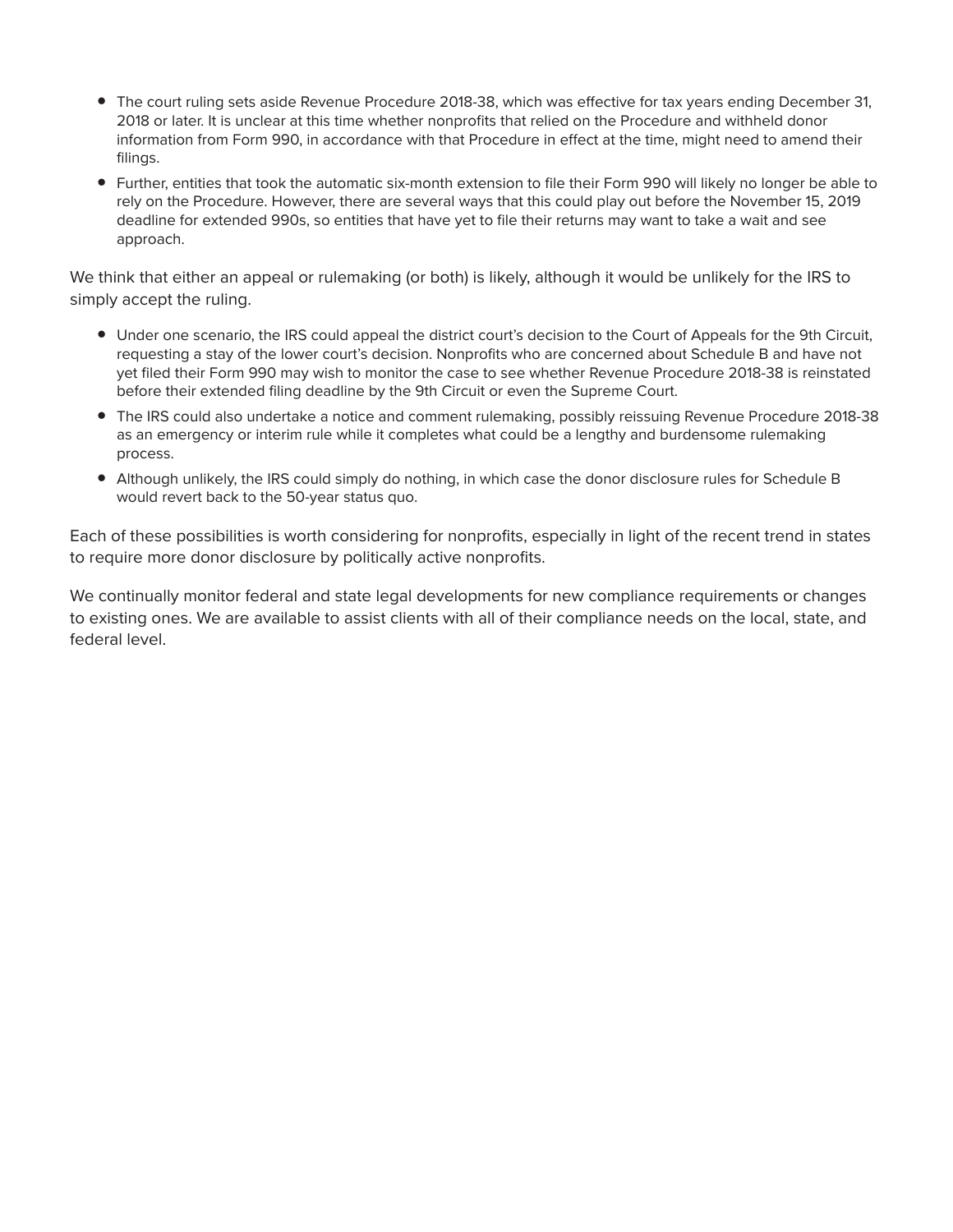- The court ruling sets aside Revenue Procedure 2018-38, which was effective for tax years ending December 31, 2018 or later. It is unclear at this time whether nonprofits that relied on the Procedure and withheld donor information from Form 990, in accordance with that Procedure in effect at the time, might need to amend their filings.
- Further, entities that took the automatic six-month extension to file their Form 990 will likely no longer be able to rely on the Procedure. However, there are several ways that this could play out before the November 15, 2019 deadline for extended 990s, so entities that have yet to file their returns may want to take a wait and see approach.

We think that either an appeal or rulemaking (or both) is likely, although it would be unlikely for the IRS to simply accept the ruling.

- Under one scenario, the IRS could appeal the district court's decision to the Court of Appeals for the 9th Circuit, requesting a stay of the lower court's decision. Nonprofits who are concerned about Schedule B and have not yet filed their Form 990 may wish to monitor the case to see whether Revenue Procedure 2018-38 is reinstated before their extended filing deadline by the 9th Circuit or even the Supreme Court.
- The IRS could also undertake a notice and comment rulemaking, possibly reissuing Revenue Procedure 2018-38 as an emergency or interim rule while it completes what could be a lengthy and burdensome rulemaking process.
- Although unlikely, the IRS could simply do nothing, in which case the donor disclosure rules for Schedule B would revert back to the 50-year status quo.

Each of these possibilities is worth considering for nonprofits, especially in light of the recent trend in states to require more donor disclosure by politically active nonprofits.

We continually monitor federal and state legal developments for new compliance requirements or changes to existing ones. We are available to assist clients with all of their compliance needs on the local, state, and federal level.